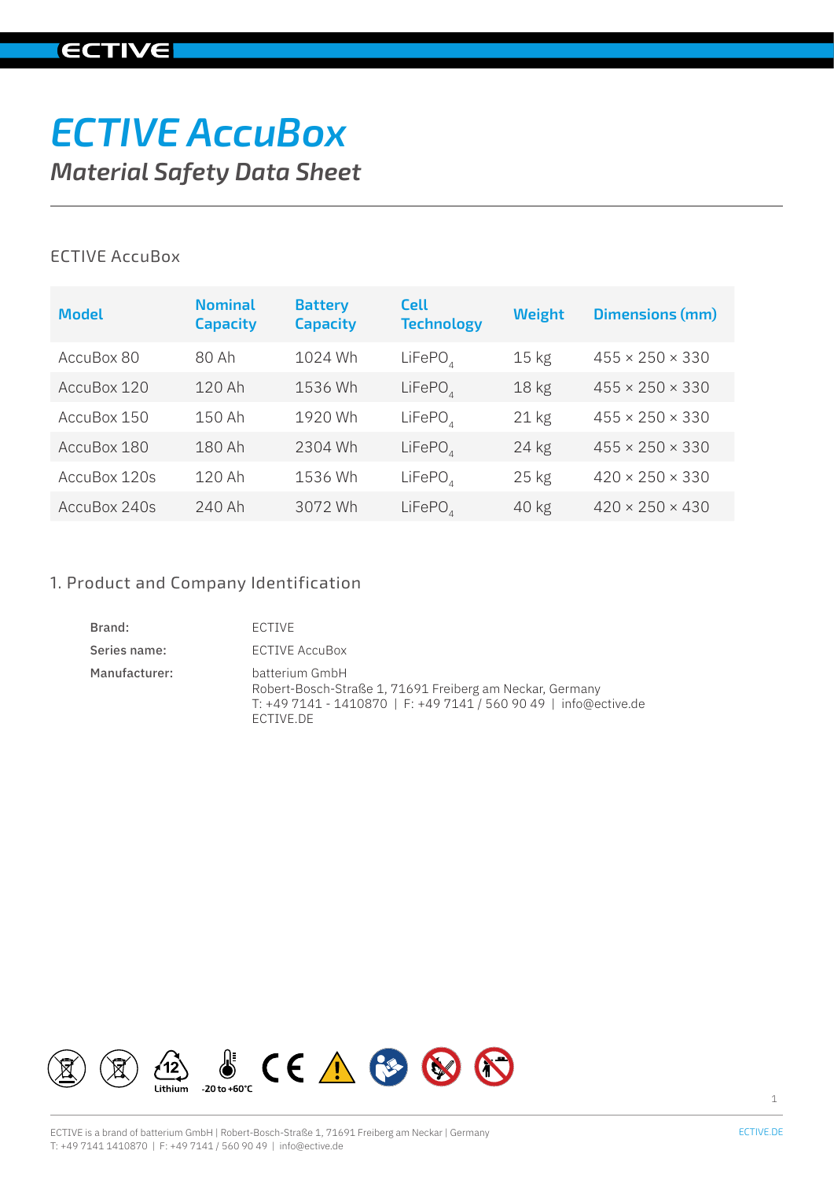# ECTIVE AccuBox

## Material Safety Data Sheet

ECTIVE AccuBox

| Model | Nominal Capacity | Battery Capacity | Cell Technology | Weight | Dimensions (mm) |
|---|---|---|---|---|---|
| AccuBox 80 | 80 Ah | 1024 Wh | $LiFePO_4$ | 15 kg | 455 × 250 × 330 |
| AccuBox 120 | 120 Ah | 1536 Wh | $LiFePO_4$ | 18 kg | 455 × 250 × 330 |
| AccuBox 150 | 150 Ah | 1920 Wh | $LiFePO_4$ | 21 kg | 455 × 250 × 330 |
| AccuBox 180 | 180 Ah | 2304 Wh | $LiFePO_4$ | 24 kg | 455 × 250 × 330 |
| AccuBox 120s | 120 Ah | 1536 Wh | $LiFePO_4$ | 25 kg | 420 × 250 × 330 |
| AccuBox 240s | 240 Ah | 3072 Wh | $LiFePO_4$ | 40 kg | 420 × 250 × 430 |

### 1. Product and Company Identification

**Brand:** ECTIVE

**Series name:** ECTIVE AccuBox

**Manufacturer:** batterium GmbH
Robert-Bosch-Straße 1, 71691 Freiberg am Neckar, Germany
T: +49 7141 - 1410870 | F: +49 7141 / 560 90 49 | info@ective.de
ECTIVE.DE

Lithium    -20 to +60°C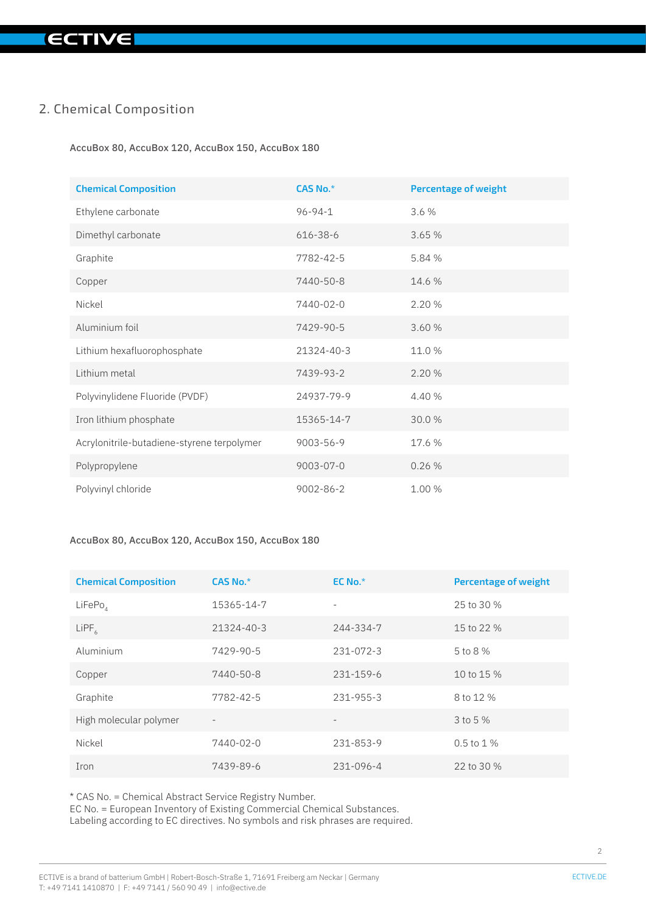## 2. Chemical Composition

**AccuBox 80, AccuBox 120, AccuBox 150, AccuBox 180**

| Chemical Composition | CAS No.* | Percentage of weight |
|---|---|---|
| Ethylene carbonate | 96-94-1 | 3.6 % |
| Dimethyl carbonate | 616-38-6 | 3.65 % |
| Graphite | 7782-42-5 | 5.84 % |
| Copper | 7440-50-8 | 14.6 % |
| Nickel | 7440-02-0 | 2.20 % |
| Aluminium foil | 7429-90-5 | 3.60 % |
| Lithium hexafluorophosphate | 21324-40-3 | 11.0 % |
| Lithium metal | 7439-93-2 | 2.20 % |
| Polyvinylidene Fluoride (PVDF) | 24937-79-9 | 4.40 % |
| Iron lithium phosphate | 15365-14-7 | 30.0 % |
| Acrylonitrile-butadiene-styrene terpolymer | 9003-56-9 | 17.6 % |
| Polypropylene | 9003-07-0 | 0.26 % |
| Polyvinyl chloride | 9002-86-2 | 1.00 % |

**AccuBox 80, AccuBox 120, AccuBox 150, AccuBox 180**

| Chemical Composition | CAS No.* | EC No.* | Percentage of weight |
|---|---|---|---|
| $LiFePo_4$ | 15365-14-7 | - | 25 to 30 % |
| $LiPF_6$ | 21324-40-3 | 244-334-7 | 15 to 22 % |
| Aluminium | 7429-90-5 | 231-072-3 | 5 to 8 % |
| Copper | 7440-50-8 | 231-159-6 | 10 to 15 % |
| Graphite | 7782-42-5 | 231-955-3 | 8 to 12 % |
| High molecular polymer | - | - | 3 to 5 % |
| Nickel | 7440-02-0 | 231-853-9 | 0.5 to 1 % |
| Iron | 7439-89-6 | 231-096-4 | 22 to 30 % |

* CAS No. = Chemical Abstract Service Registry Number.
EC No. = European Inventory of Existing Commercial Chemical Substances.
Labeling according to EC directives. No symbols and risk phrases are required.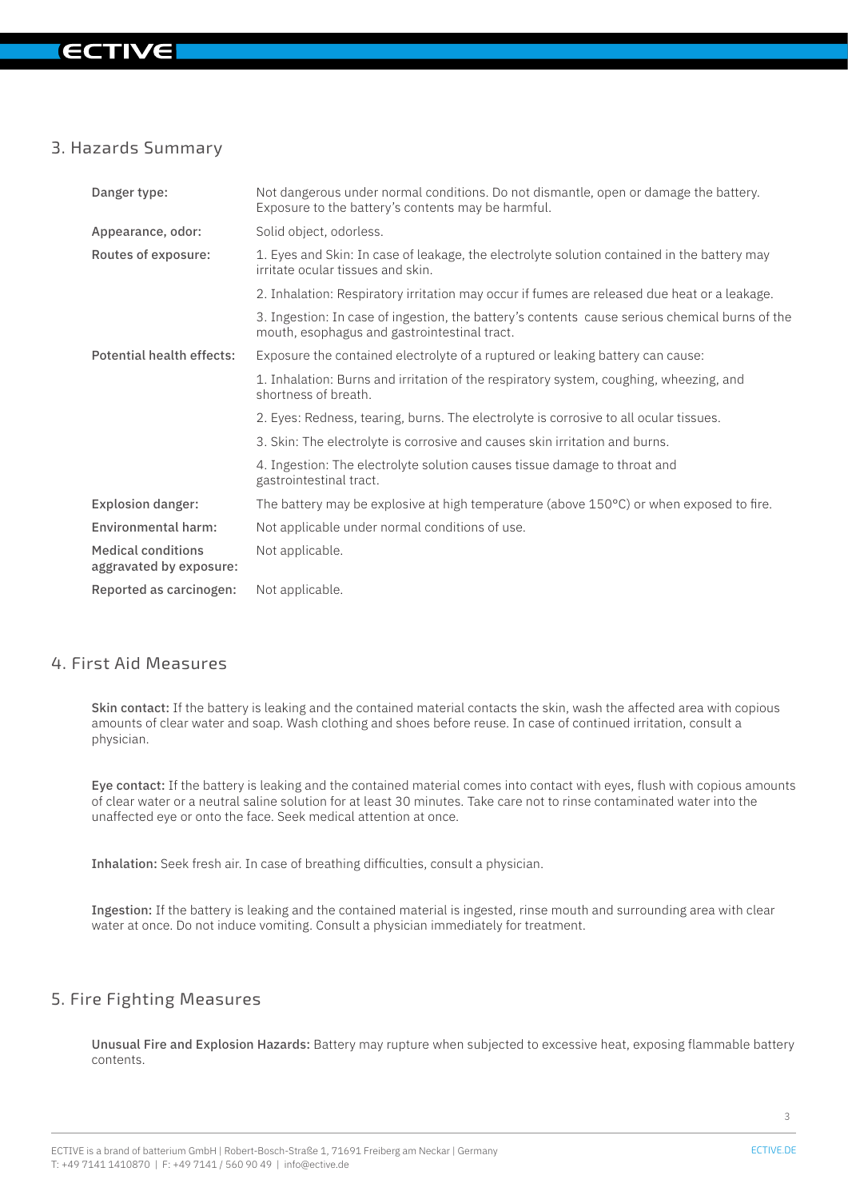## 3. Hazards Summary

| | |
|---|---|
| Danger type: | Not dangerous under normal conditions. Do not dismantle, open or damage the battery. Exposure to the battery's contents may be harmful. |
| Appearance, odor: | Solid object, odorless. |
| Routes of exposure: | 1. Eyes and Skin: In case of leakage, the electrolyte solution contained in the battery may irritate ocular tissues and skin. |
| | 2. Inhalation: Respiratory irritation may occur if fumes are released due heat or a leakage. |
| | 3. Ingestion: In case of ingestion, the battery's contents cause serious chemical burns of the mouth, esophagus and gastrointestinal tract. |
| Potential health effects: | Exposure the contained electrolyte of a ruptured or leaking battery can cause: |
| | 1. Inhalation: Burns and irritation of the respiratory system, coughing, wheezing, and shortness of breath. |
| | 2. Eyes: Redness, tearing, burns. The electrolyte is corrosive to all ocular tissues. |
| | 3. Skin: The electrolyte is corrosive and causes skin irritation and burns. |
| | 4. Ingestion: The electrolyte solution causes tissue damage to throat and gastrointestinal tract. |
| Explosion danger: | The battery may be explosive at high temperature (above 150°C) or when exposed to fire. |
| Environmental harm: | Not applicable under normal conditions of use. |
| Medical conditions aggravated by exposure: | Not applicable. |
| Reported as carcinogen: | Not applicable. |

## 4. First Aid Measures

**Skin contact:** If the battery is leaking and the contained material contacts the skin, wash the affected area with copious amounts of clear water and soap. Wash clothing and shoes before reuse. In case of continued irritation, consult a physician.

**Eye contact:** If the battery is leaking and the contained material comes into contact with eyes, flush with copious amounts of clear water or a neutral saline solution for at least 30 minutes. Take care not to rinse contaminated water into the unaffected eye or onto the face. Seek medical attention at once.

**Inhalation:** Seek fresh air. In case of breathing difficulties, consult a physician.

**Ingestion:** If the battery is leaking and the contained material is ingested, rinse mouth and surrounding area with clear water at once. Do not induce vomiting. Consult a physician immediately for treatment.

## 5. Fire Fighting Measures

**Unusual Fire and Explosion Hazards:** Battery may rupture when subjected to excessive heat, exposing flammable battery contents.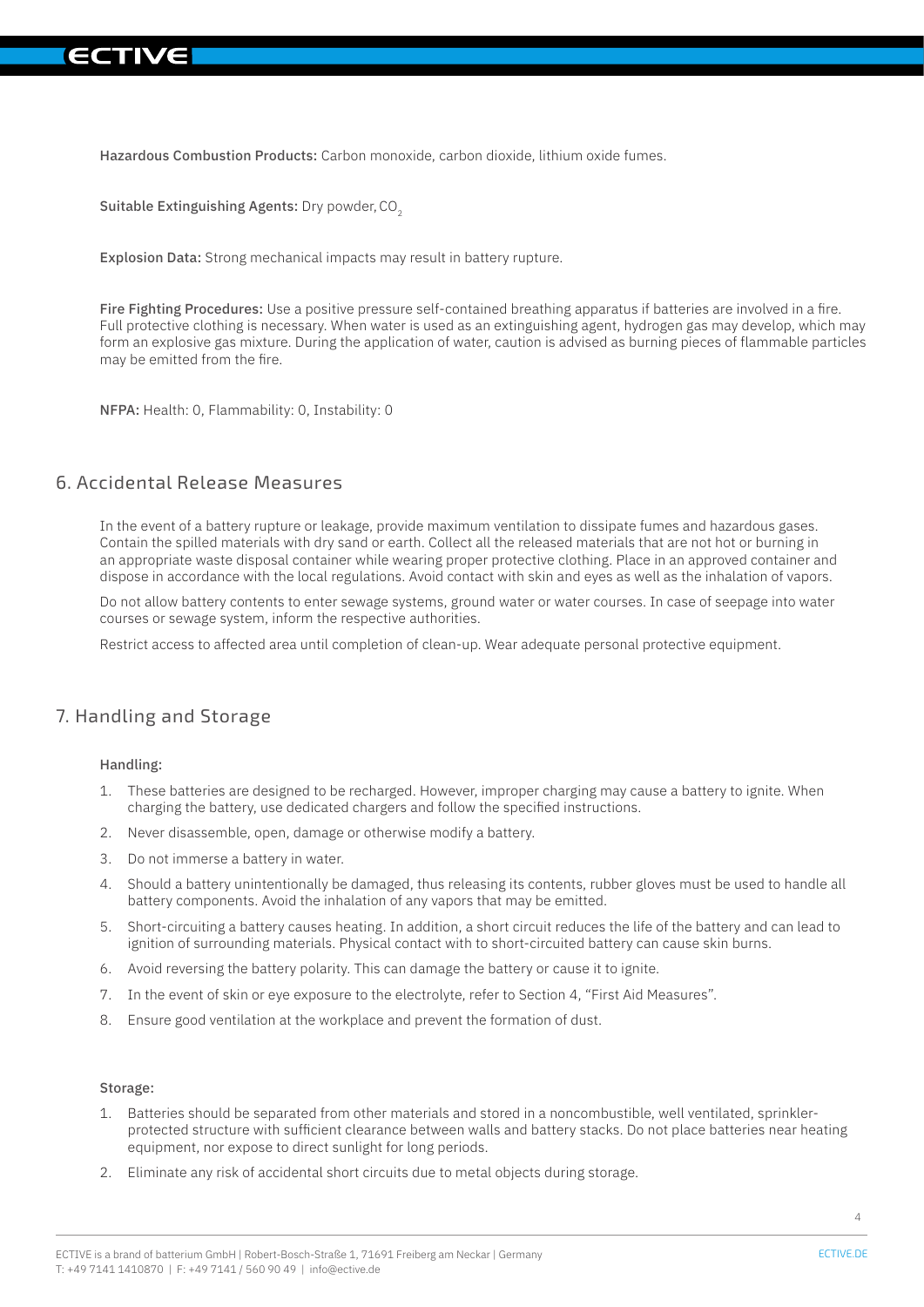**Hazardous Combustion Products:** Carbon monoxide, carbon dioxide, lithium oxide fumes.

**Suitable Extinguishing Agents:** Dry powder, $CO_2$

**Explosion Data:** Strong mechanical impacts may result in battery rupture.

**Fire Fighting Procedures:** Use a positive pressure self-contained breathing apparatus if batteries are involved in a fire. Full protective clothing is necessary. When water is used as an extinguishing agent, hydrogen gas may develop, which may form an explosive gas mixture. During the application of water, caution is advised as burning pieces of flammable particles may be emitted from the fire.

**NFPA:** Health: 0, Flammability: 0, Instability: 0

## 6. Accidental Release Measures

In the event of a battery rupture or leakage, provide maximum ventilation to dissipate fumes and hazardous gases. Contain the spilled materials with dry sand or earth. Collect all the released materials that are not hot or burning in an appropriate waste disposal container while wearing proper protective clothing. Place in an approved container and dispose in accordance with the local regulations. Avoid contact with skin and eyes as well as the inhalation of vapors.

Do not allow battery contents to enter sewage systems, ground water or water courses. In case of seepage into water courses or sewage system, inform the respective authorities.

Restrict access to affected area until completion of clean-up. Wear adequate personal protective equipment.

## 7. Handling and Storage

**Handling:**

1. These batteries are designed to be recharged. However, improper charging may cause a battery to ignite. When charging the battery, use dedicated chargers and follow the specified instructions.
2. Never disassemble, open, damage or otherwise modify a battery.
3. Do not immerse a battery in water.
4. Should a battery unintentionally be damaged, thus releasing its contents, rubber gloves must be used to handle all battery components. Avoid the inhalation of any vapors that may be emitted.
5. Short-circuiting a battery causes heating. In addition, a short circuit reduces the life of the battery and can lead to ignition of surrounding materials. Physical contact with to short-circuited battery can cause skin burns.
6. Avoid reversing the battery polarity. This can damage the battery or cause it to ignite.
7. In the event of skin or eye exposure to the electrolyte, refer to Section 4, "First Aid Measures".
8. Ensure good ventilation at the workplace and prevent the formation of dust.

**Storage:**

1. Batteries should be separated from other materials and stored in a noncombustible, well ventilated, sprinkler-protected structure with sufficient clearance between walls and battery stacks. Do not place batteries near heating equipment, nor expose to direct sunlight for long periods.
2. Eliminate any risk of accidental short circuits due to metal objects during storage.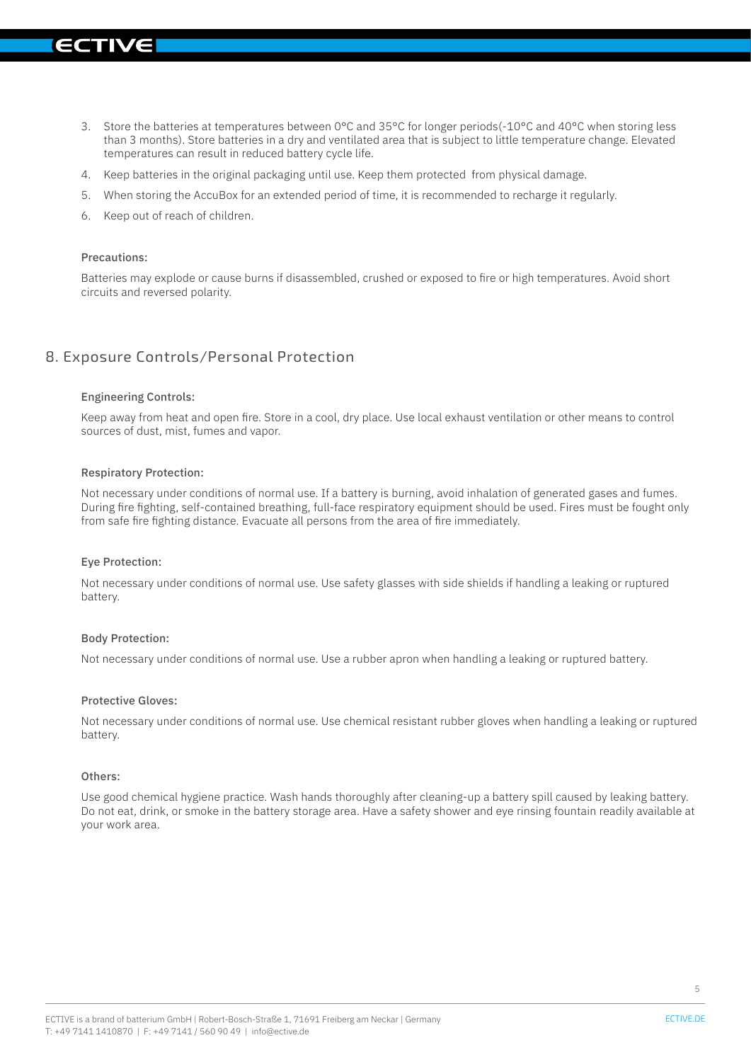3. Store the batteries at temperatures between 0°C and 35°C for longer periods(-10°C and 40°C when storing less than 3 months). Store batteries in a dry and ventilated area that is subject to little temperature change. Elevated temperatures can result in reduced battery cycle life.
4. Keep batteries in the original packaging until use. Keep them protected from physical damage.
5. When storing the AccuBox for an extended period of time, it is recommended to recharge it regularly.
6. Keep out of reach of children.

#### Precautions:

Batteries may explode or cause burns if disassembled, crushed or exposed to fire or high temperatures. Avoid short circuits and reversed polarity.

## 8. Exposure Controls/Personal Protection

#### Engineering Controls:

Keep away from heat and open fire. Store in a cool, dry place. Use local exhaust ventilation or other means to control sources of dust, mist, fumes and vapor.

#### Respiratory Protection:

Not necessary under conditions of normal use. If a battery is burning, avoid inhalation of generated gases and fumes. During fire fighting, self-contained breathing, full-face respiratory equipment should be used. Fires must be fought only from safe fire fighting distance. Evacuate all persons from the area of fire immediately.

#### Eye Protection:

Not necessary under conditions of normal use. Use safety glasses with side shields if handling a leaking or ruptured battery.

#### Body Protection:

Not necessary under conditions of normal use. Use a rubber apron when handling a leaking or ruptured battery.

#### Protective Gloves:

Not necessary under conditions of normal use. Use chemical resistant rubber gloves when handling a leaking or ruptured battery.

#### Others:

Use good chemical hygiene practice. Wash hands thoroughly after cleaning-up a battery spill caused by leaking battery. Do not eat, drink, or smoke in the battery storage area. Have a safety shower and eye rinsing fountain readily available at your work area.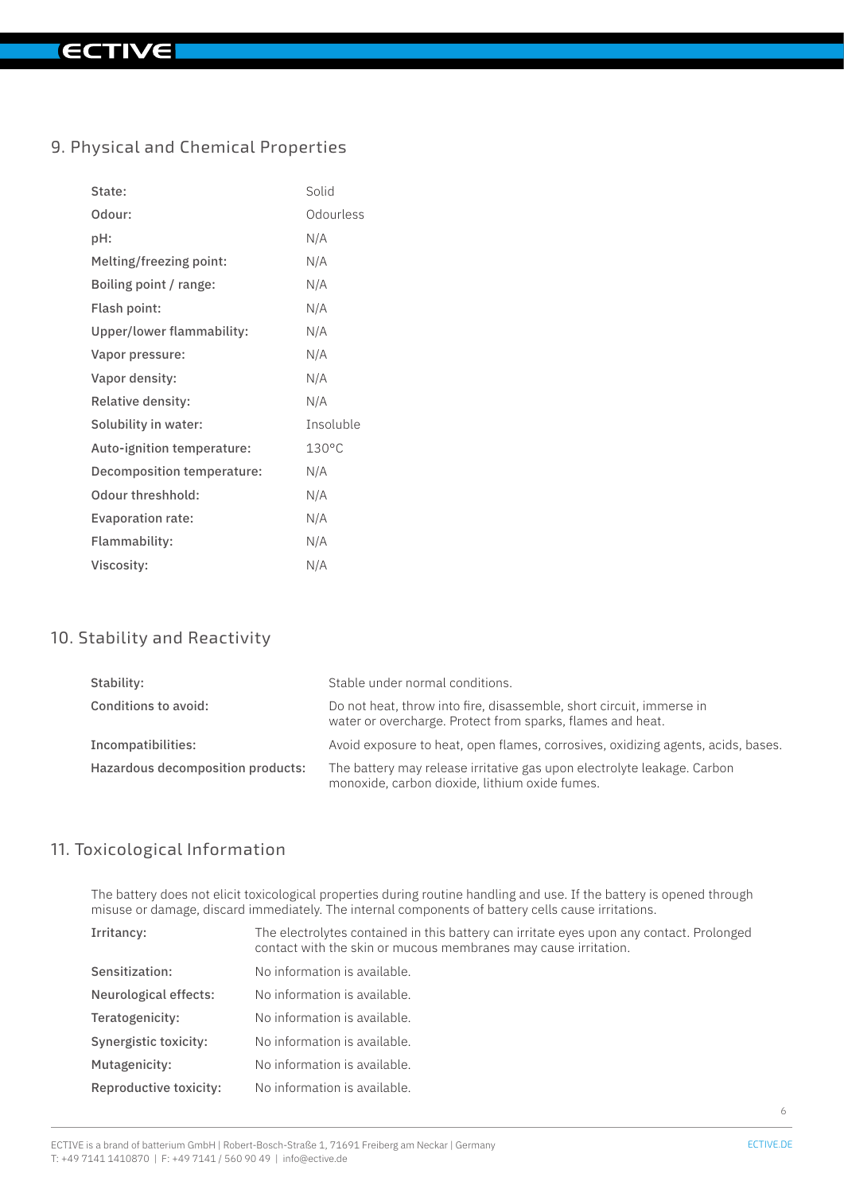## 9. Physical and Chemical Properties

| Property | Value |
|---|---|
| State: | Solid |
| Odour: | Odourless |
| pH: | N/A |
| Melting/freezing point: | N/A |
| Boiling point / range: | N/A |
| Flash point: | N/A |
| Upper/lower flammability: | N/A |
| Vapor pressure: | N/A |
| Vapor density: | N/A |
| Relative density: | N/A |
| Solubility in water: | Insoluble |
| Auto-ignition temperature: | 130°C |
| Decomposition temperature: | N/A |
| Odour threshhold: | N/A |
| Evaporation rate: | N/A |
| Flammability: | N/A |
| Viscosity: | N/A |

## 10. Stability and Reactivity

| Item | Details |
|---|---|
| Stability: | Stable under normal conditions. |
| Conditions to avoid: | Do not heat, throw into fire, disassemble, short circuit, immerse in water or overcharge. Protect from sparks, flames and heat. |
| Incompatibilities: | Avoid exposure to heat, open flames, corrosives, oxidizing agents, acids, bases. |
| Hazardous decomposition products: | The battery may release irritative gas upon electrolyte leakage. Carbon monoxide, carbon dioxide, lithium oxide fumes. |

## 11. Toxicological Information

The battery does not elicit toxicological properties during routine handling and use. If the battery is opened through misuse or damage, discard immediately. The internal components of battery cells cause irritations.

| Item | Details |
|---|---|
| Irritancy: | The electrolytes contained in this battery can irritate eyes upon any contact. Prolonged contact with the skin or mucous membranes may cause irritation. |
| Sensitization: | No information is available. |
| Neurological effects: | No information is available. |
| Teratogenicity: | No information is available. |
| Synergistic toxicity: | No information is available. |
| Mutagenicity: | No information is available. |
| Reproductive toxicity: | No information is available. |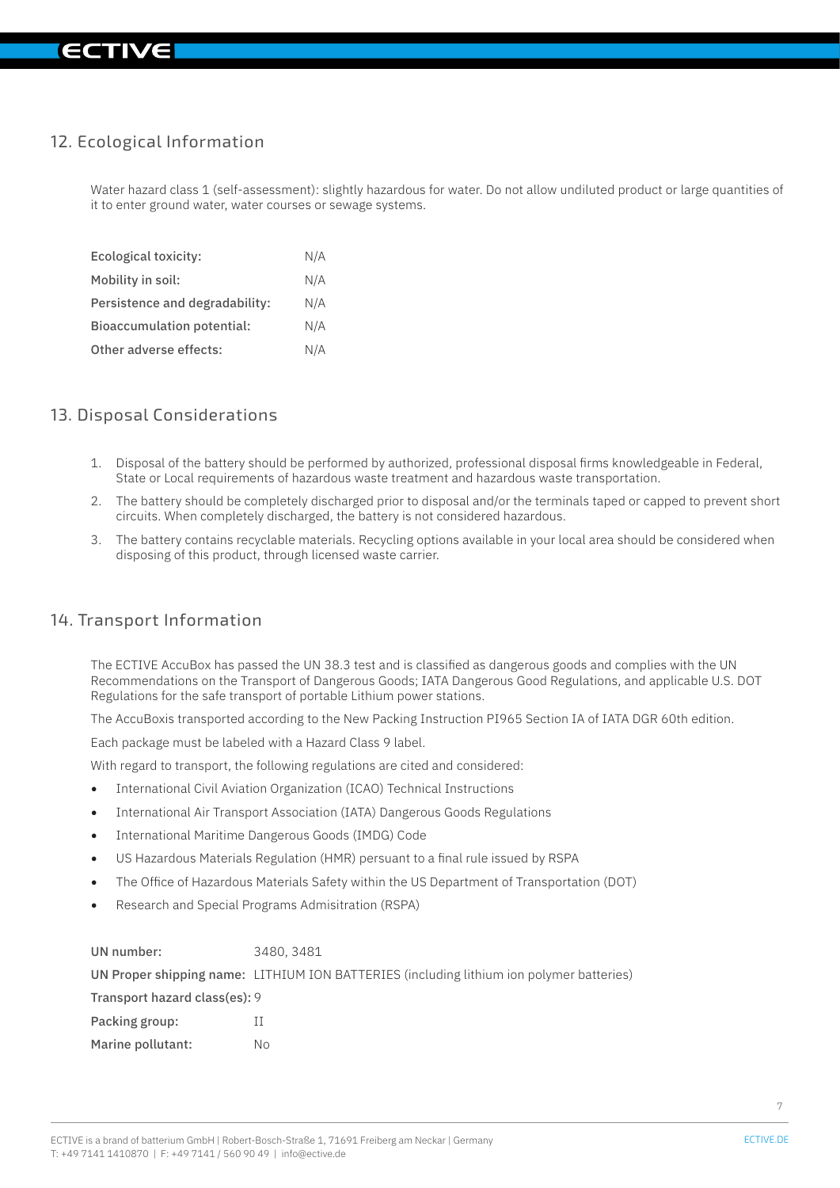## 12. Ecological Information

Water hazard class 1 (self-assessment): slightly hazardous for water. Do not allow undiluted product or large quantities of it to enter ground water, water courses or sewage systems.

| | |
|---|---|
| **Ecological toxicity:** | N/A |
| **Mobility in soil:** | N/A |
| **Persistence and degradability:** | N/A |
| **Bioaccumulation potential:** | N/A |
| **Other adverse effects:** | N/A |

## 13. Disposal Considerations

1. Disposal of the battery should be performed by authorized, professional disposal firms knowledgeable in Federal, State or Local requirements of hazardous waste treatment and hazardous waste transportation.
2. The battery should be completely discharged prior to disposal and/or the terminals taped or capped to prevent short circuits. When completely discharged, the battery is not considered hazardous.
3. The battery contains recyclable materials. Recycling options available in your local area should be considered when disposing of this product, through licensed waste carrier.

## 14. Transport Information

The ECTIVE AccuBox has passed the UN 38.3 test and is classified as dangerous goods and complies with the UN Recommendations on the Transport of Dangerous Goods; IATA Dangerous Good Regulations, and applicable U.S. DOT Regulations for the safe transport of portable Lithium power stations.

The AccuBoxis transported according to the New Packing Instruction PI965 Section IA of IATA DGR 60th edition.

Each package must be labeled with a Hazard Class 9 label.

With regard to transport, the following regulations are cited and considered:

- International Civil Aviation Organization (ICAO) Technical Instructions
- International Air Transport Association (IATA) Dangerous Goods Regulations
- International Maritime Dangerous Goods (IMDG) Code
- US Hazardous Materials Regulation (HMR) persuant to a final rule issued by RSPA
- The Office of Hazardous Materials Safety within the US Department of Transportation (DOT)
- Research and Special Programs Admisitration (RSPA)

| | |
|---|---|
| **UN number:** | 3480, 3481 |
| **UN Proper shipping name:** | LITHIUM ION BATTERIES (including lithium ion polymer batteries) |
| **Transport hazard class(es):** | 9 |
| **Packing group:** | II |
| **Marine pollutant:** | No |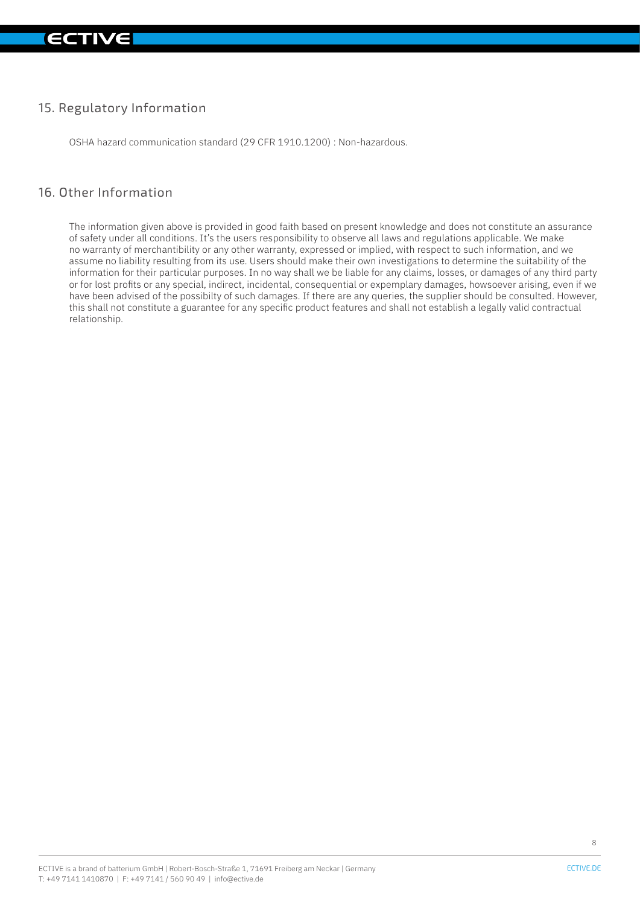## 15. Regulatory Information

OSHA hazard communication standard (29 CFR 1910.1200) : Non-hazardous.

## 16. Other Information

The information given above is provided in good faith based on present knowledge and does not constitute an assurance of safety under all conditions. It's the users responsibility to observe all laws and regulations applicable. We make no warranty of merchantibility or any other warranty, expressed or implied, with respect to such information, and we assume no liability resulting from its use. Users should make their own investigations to determine the suitability of the information for their particular purposes. In no way shall we be liable for any claims, losses, or damages of any third party or for lost profits or any special, indirect, incidental, consequential or expemplary damages, howsoever arising, even if we have been advised of the possibilty of such damages. If there are any queries, the supplier should be consulted. However, this shall not constitute a guarantee for any specific product features and shall not establish a legally valid contractual relationship.